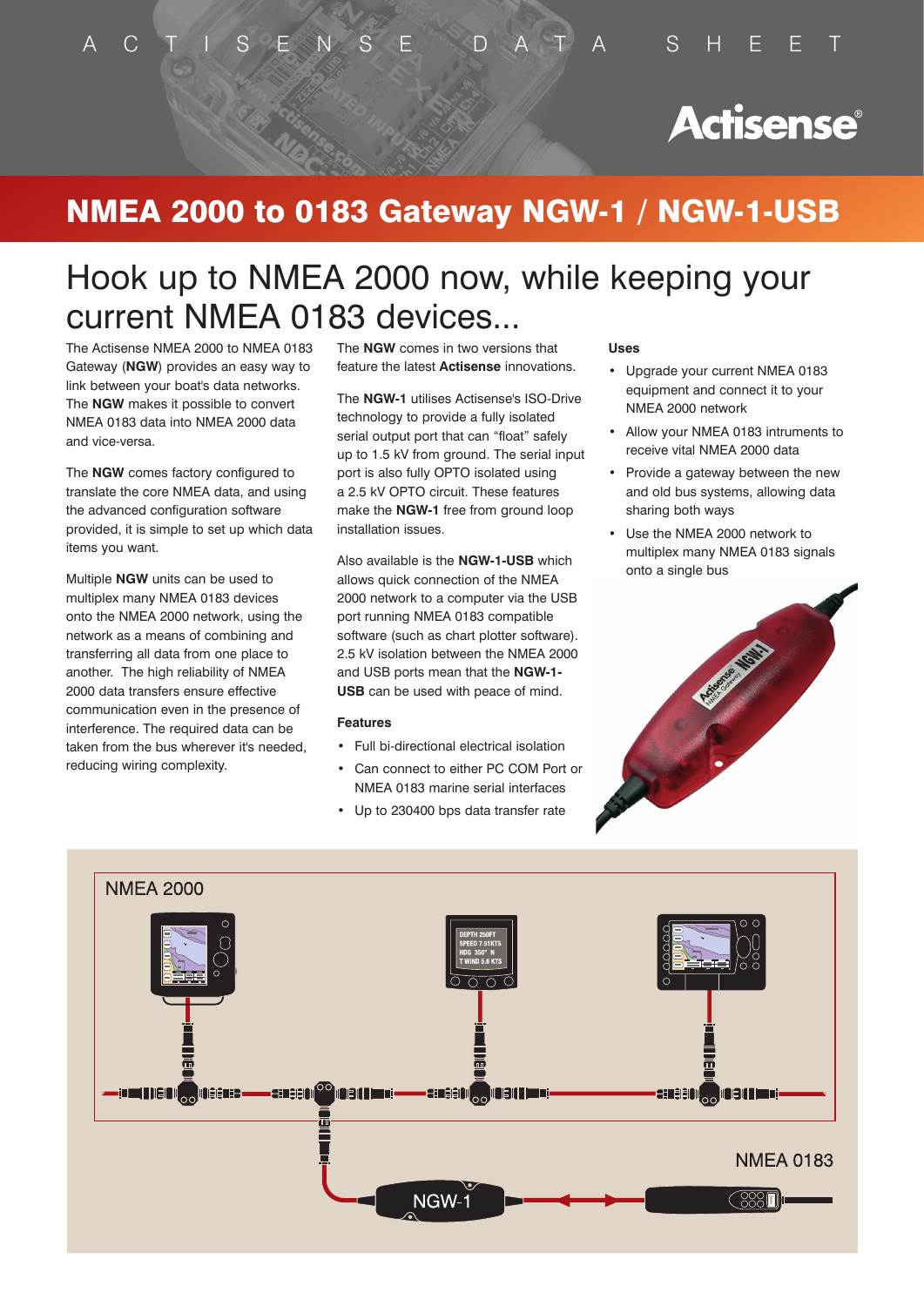ACTISENSE DATA SHEET

# NMEA 2000 to 0183 Gateway NGW-1 / NGW-1-USB

## Hook up to NMEA 2000 now, while keeping your current NMEA 0183 devices...

The Actisense NMEA 2000 to NMEA 0183 Gateway (**NGW**) provides an easy way to link between your boat's data networks. The **NGW** makes it possible to convert NMEA 0183 data into NMEA 2000 data and vice-versa.

The **NGW** comes factory configured to translate the core NMEA data, and using the advanced configuration software provided, it is simple to set up which data items you want.

Multiple **NGW** units can be used to multiplex many NMEA 0183 devices onto the NMEA 2000 network, using the network as a means of combining and transferring all data from one place to another. The high reliability of NMEA 2000 data transfers ensure effective communication even in the presence of interference. The required data can be taken from the bus wherever it's needed, reducing wiring complexity.

The **NGW** comes in two versions that feature the latest **Actisense** innovations.

The **NGW-1** utilises Actisense's ISO-Drive technology to provide a fully isolated serial output port that can "float" safely up to 1.5 kV from ground. The serial input port is also fully OPTO isolated using a 2.5 kV OPTO circuit. These features make the **NGW-1** free from ground loop installation issues.

Also available is the **NGW-1-USB** which allows quick connection of the NMEA 2000 network to a computer via the USB port running NMEA 0183 compatible software (such as chart plotter software). 2.5 kV isolation between the NMEA 2000 and USB ports mean that the **NGW-1-USB** can be used with peace of mind.

### Features

- Full bi-directional electrical isolation
- Can connect to either PC COM Port or NMEA 0183 marine serial interfaces
- Up to 230400 bps data transfer rate

### Uses

- Upgrade your current NMEA 0183 equipment and connect it to your NMEA 2000 network
- Allow your NMEA 0183 intruments to receive vital NMEA 2000 data
- Provide a gateway between the new and old bus systems, allowing data sharing both ways
- Use the NMEA 2000 network to multiplex many NMEA 0183 signals onto a single bus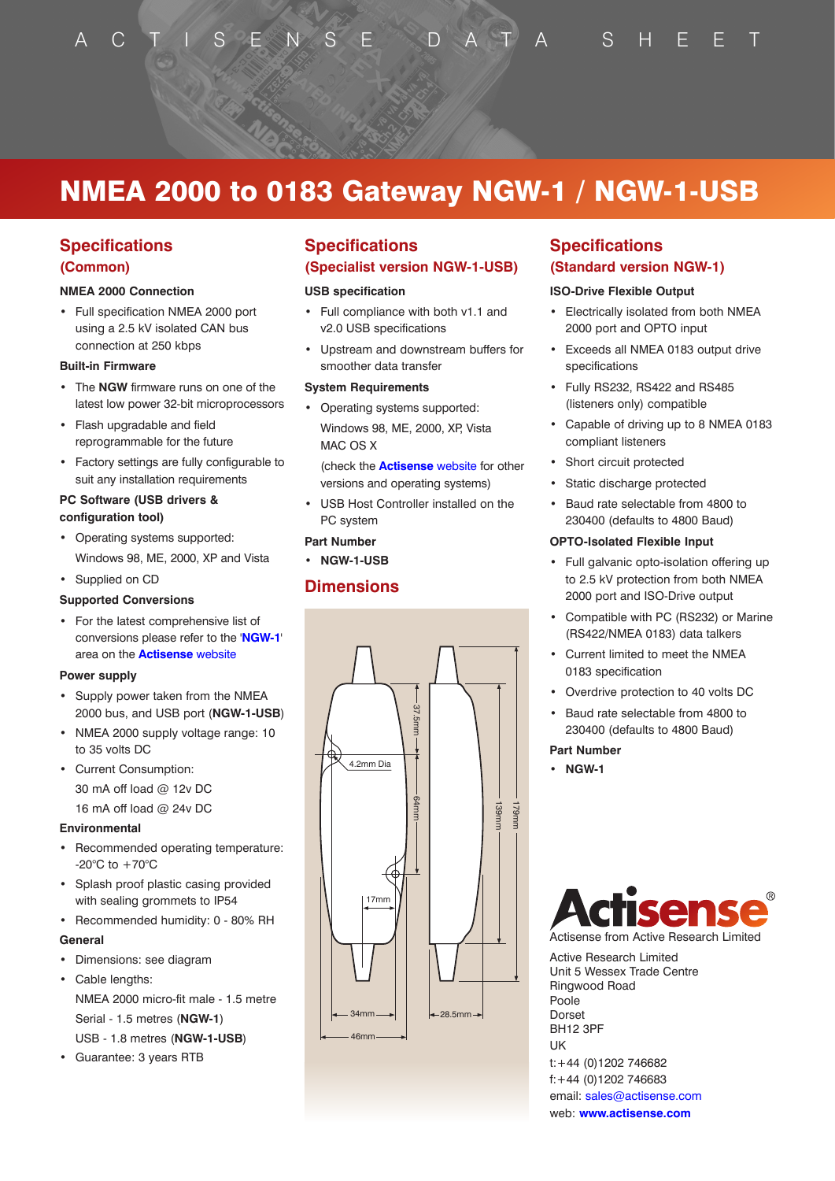ACTISENSE DATA SHEET

# NMEA 2000 to 0183 Gateway NGW-1 / NGW-1-USB

## Specifications (Common)

**NMEA 2000 Connection**

- Full specification NMEA 2000 port using a 2.5 kV isolated CAN bus connection at 250 kbps

**Built-in Firmware**

- The **NGW** firmware runs on one of the latest low power 32-bit microprocessors
- Flash upgradable and field reprogrammable for the future
- Factory settings are fully configurable to suit any installation requirements

**PC Software (USB drivers & configuration tool)**

- Operating systems supported:
  Windows 98, ME, 2000, XP and Vista
- Supplied on CD

**Supported Conversions**

- For the latest comprehensive list of conversions please refer to the '**NGW-1**' area on the **Actisense** website

**Power supply**

- Supply power taken from the NMEA 2000 bus, and USB port (**NGW-1-USB**)
- NMEA 2000 supply voltage range: 10 to 35 volts DC
- Current Consumption:
  30 mA off load @ 12v DC
  16 mA off load @ 24v DC

**Environmental**

- Recommended operating temperature: -20°C to +70°C
- Splash proof plastic casing provided with sealing grommets to IP54
- Recommended humidity: 0 - 80% RH

**General**

- Dimensions: see diagram
- Cable lengths:
  NMEA 2000 micro-fit male - 1.5 metre
  Serial - 1.5 metres (**NGW-1**)
  USB - 1.8 metres (**NGW-1-USB**)
- Guarantee: 3 years RTB

## Specifications (Specialist version NGW-1-USB)

**USB specification**

- Full compliance with both v1.1 and v2.0 USB specifications
- Upstream and downstream buffers for smoother data transfer

**System Requirements**

- Operating systems supported:
  Windows 98, ME, 2000, XP, Vista
  MAC OS X
  (check the **Actisense** website for other versions and operating systems)
- USB Host Controller installed on the PC system

**Part Number**

- **NGW-1-USB**

## Dimensions

37.5mm
4.2mm Dia
64mm
139mm
179mm
17mm
34mm
46mm
28.5mm

## Specifications (Standard version NGW-1)

**ISO-Drive Flexible Output**

- Electrically isolated from both NMEA 2000 port and OPTO input
- Exceeds all NMEA 0183 output drive specifications
- Fully RS232, RS422 and RS485 (listeners only) compatible
- Capable of driving up to 8 NMEA 0183 compliant listeners
- Short circuit protected
- Static discharge protected
- Baud rate selectable from 4800 to 230400 (defaults to 4800 Baud)

**OPTO-Isolated Flexible Input**

- Full galvanic opto-isolation offering up to 2.5 kV protection from both NMEA 2000 port and ISO-Drive output
- Compatible with PC (RS232) or Marine (RS422/NMEA 0183) data talkers
- Current limited to meet the NMEA 0183 specification
- Overdrive protection to 40 volts DC
- Baud rate selectable from 4800 to 230400 (defaults to 4800 Baud)

**Part Number**

- **NGW-1**

Actisense®
Actisense from Active Research Limited

Active Research Limited
Unit 5 Wessex Trade Centre
Ringwood Road
Poole
Dorset
BH12 3PF
UK
t: +44 (0)1202 746682
f: +44 (0)1202 746683
email: sales@actisense.com
web: **www.actisense.com**